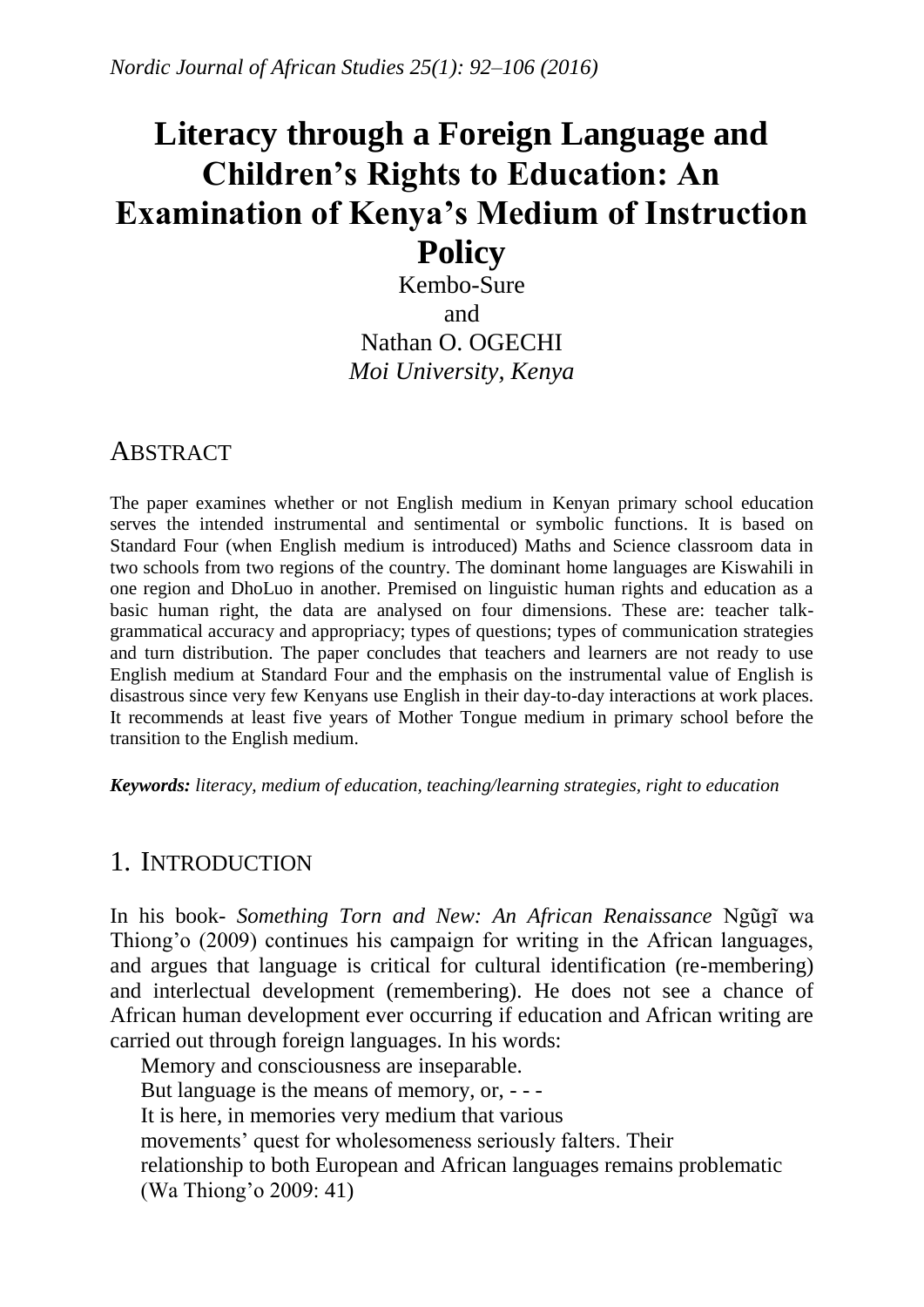# Literacy through a Foreign Language and Children's Rights to Education: An Examination of Kenya's Medium of Instruction Policy

Kembo-Sure
and
Nathan O. OGECHI
*Moi University, Kenya*

## ABSTRACT

The paper examines whether or not English medium in Kenyan primary school education serves the intended instrumental and sentimental or symbolic functions. It is based on Standard Four (when English medium is introduced) Maths and Science classroom data in two schools from two regions of the country. The dominant home languages are Kiswahili in one region and DhoLuo in another. Premised on linguistic human rights and education as a basic human right, the data are analysed on four dimensions. These are: teacher talk-grammatical accuracy and appropriacy; types of questions; types of communication strategies and turn distribution. The paper concludes that teachers and learners are not ready to use English medium at Standard Four and the emphasis on the instrumental value of English is disastrous since very few Kenyans use English in their day-to-day interactions at work places. It recommends at least five years of Mother Tongue medium in primary school before the transition to the English medium.

***Keywords:*** *literacy, medium of education, teaching/learning strategies, right to education*

## 1. INTRODUCTION

In his book- *Something Torn and New: An African Renaissance* Ngũgĩ wa Thiong'o (2009) continues his campaign for writing in the African languages, and argues that language is critical for cultural identification (re-membering) and interlectual development (remembering). He does not see a chance of African human development ever occurring if education and African writing are carried out through foreign languages. In his words:

> Memory and consciousness are inseparable.
> But language is the means of memory, or, - - -
> It is here, in memories very medium that various
> movements' quest for wholesomeness seriously falters. Their
> relationship to both European and African languages remains problematic
> (Wa Thiong'o 2009: 41)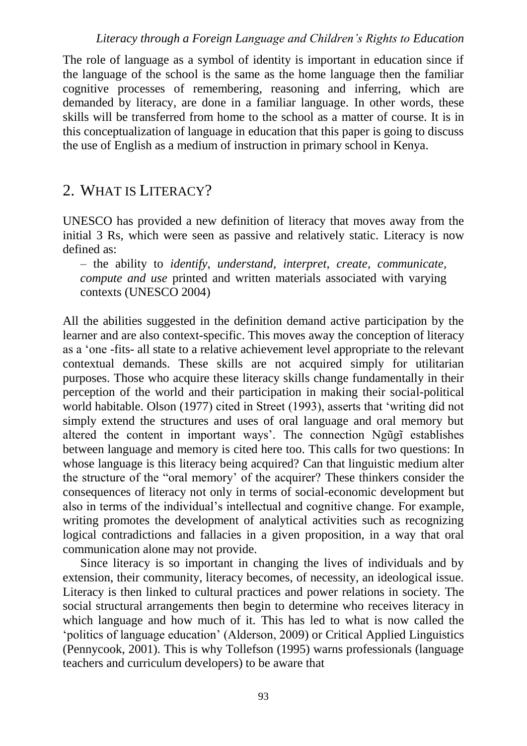The role of language as a symbol of identity is important in education since if the language of the school is the same as the home language then the familiar cognitive processes of remembering, reasoning and inferring, which are demanded by literacy, are done in a familiar language. In other words, these skills will be transferred from home to the school as a matter of course. It is in this conceptualization of language in education that this paper is going to discuss the use of English as a medium of instruction in primary school in Kenya.

## 2. WHAT IS LITERACY?

UNESCO has provided a new definition of literacy that moves away from the initial 3 Rs, which were seen as passive and relatively static. Literacy is now defined as:

> – the ability to *identify, understand, interpret, create, communicate, compute and use* printed and written materials associated with varying contexts (UNESCO 2004)

All the abilities suggested in the definition demand active participation by the learner and are also context-specific. This moves away the conception of literacy as a 'one -fits- all state to a relative achievement level appropriate to the relevant contextual demands. These skills are not acquired simply for utilitarian purposes. Those who acquire these literacy skills change fundamentally in their perception of the world and their participation in making their social-political world habitable. Olson (1977) cited in Street (1993), asserts that 'writing did not simply extend the structures and uses of oral language and oral memory but altered the content in important ways'. The connection Ngũgĩ establishes between language and memory is cited here too. This calls for two questions: In whose language is this literacy being acquired? Can that linguistic medium alter the structure of the "oral memory' of the acquirer? These thinkers consider the consequences of literacy not only in terms of social-economic development but also in terms of the individual's intellectual and cognitive change. For example, writing promotes the development of analytical activities such as recognizing logical contradictions and fallacies in a given proposition, in a way that oral communication alone may not provide.

Since literacy is so important in changing the lives of individuals and by extension, their community, literacy becomes, of necessity, an ideological issue. Literacy is then linked to cultural practices and power relations in society. The social structural arrangements then begin to determine who receives literacy in which language and how much of it. This has led to what is now called the 'politics of language education' (Alderson, 2009) or Critical Applied Linguistics (Pennycook, 2001). This is why Tollefson (1995) warns professionals (language teachers and curriculum developers) to be aware that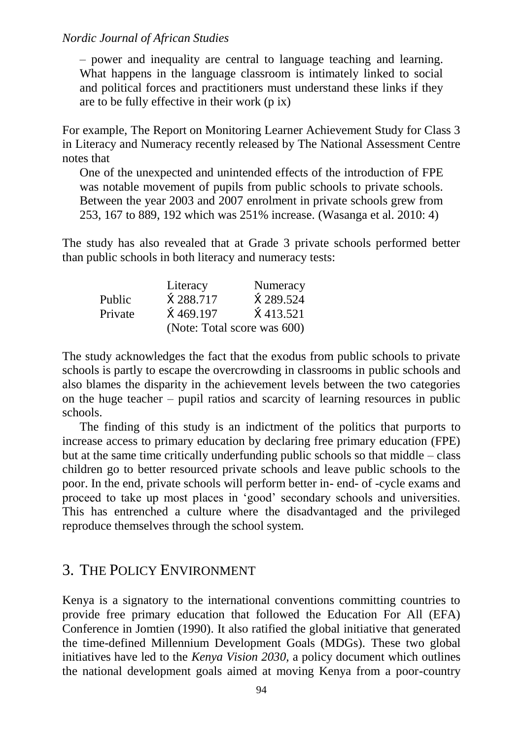> – power and inequality are central to language teaching and learning. What happens in the language classroom is intimately linked to social and political forces and practitioners must understand these links if they are to be fully effective in their work (p ix)

For example, The Report on Monitoring Learner Achievement Study for Class 3 in Literacy and Numeracy recently released by The National Assessment Centre notes that

> One of the unexpected and unintended effects of the introduction of FPE was notable movement of pupils from public schools to private schools. Between the year 2003 and 2007 enrolment in private schools grew from 253, 167 to 889, 192 which was 251% increase. (Wasanga et al. 2010: 4)

The study has also revealed that at Grade 3 private schools performed better than public schools in both literacy and numeracy tests:

| | Literacy | Numeracy |
|---|---|---|
| Public | $\bar{X}$ 288.717 | $\bar{X}$ 289.524 |
| Private | $\bar{X}$ 469.197 | $\bar{X}$ 413.521 |
| | (Note: Total score was 600) | |

The study acknowledges the fact that the exodus from public schools to private schools is partly to escape the overcrowding in classrooms in public schools and also blames the disparity in the achievement levels between the two categories on the huge teacher – pupil ratios and scarcity of learning resources in public schools.

The finding of this study is an indictment of the politics that purports to increase access to primary education by declaring free primary education (FPE) but at the same time critically underfunding public schools so that middle – class children go to better resourced private schools and leave public schools to the poor. In the end, private schools will perform better in- end- of -cycle exams and proceed to take up most places in 'good' secondary schools and universities. This has entrenched a culture where the disadvantaged and the privileged reproduce themselves through the school system.

## 3. THE POLICY ENVIRONMENT

Kenya is a signatory to the international conventions committing countries to provide free primary education that followed the Education For All (EFA) Conference in Jomtien (1990). It also ratified the global initiative that generated the time-defined Millennium Development Goals (MDGs). These two global initiatives have led to the *Kenya Vision 2030*, a policy document which outlines the national development goals aimed at moving Kenya from a poor-country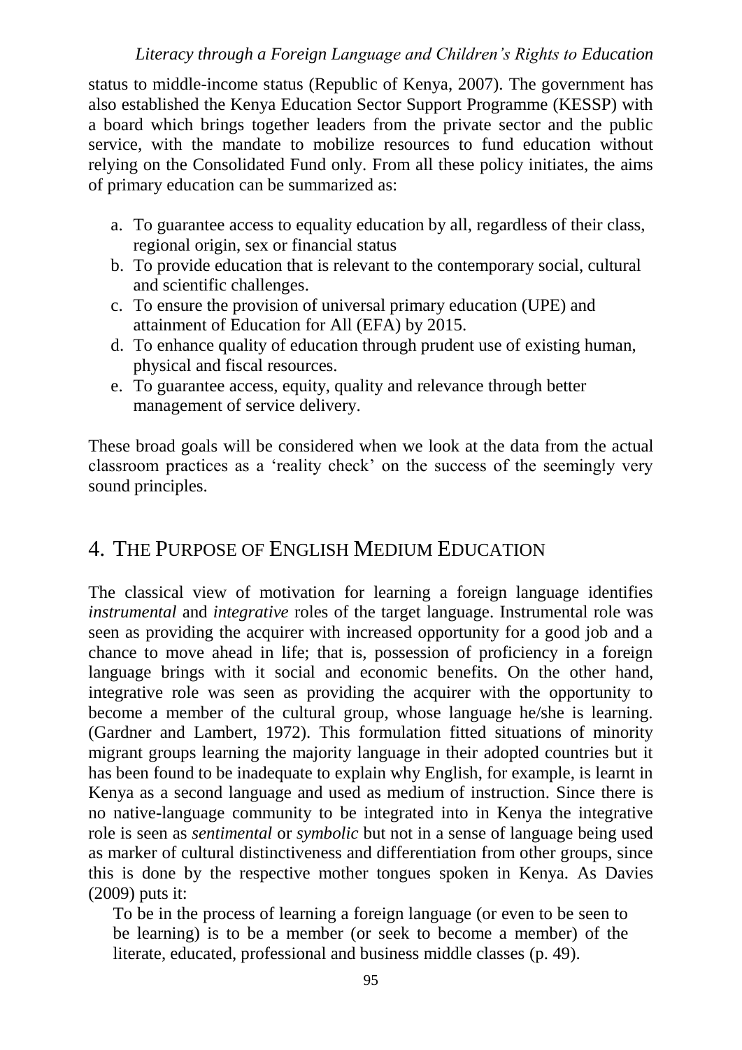status to middle-income status (Republic of Kenya, 2007). The government has also established the Kenya Education Sector Support Programme (KESSP) with a board which brings together leaders from the private sector and the public service, with the mandate to mobilize resources to fund education without relying on the Consolidated Fund only. From all these policy initiates, the aims of primary education can be summarized as:

a. To guarantee access to equality education by all, regardless of their class, regional origin, sex or financial status
b. To provide education that is relevant to the contemporary social, cultural and scientific challenges.
c. To ensure the provision of universal primary education (UPE) and attainment of Education for All (EFA) by 2015.
d. To enhance quality of education through prudent use of existing human, physical and fiscal resources.
e. To guarantee access, equity, quality and relevance through better management of service delivery.

These broad goals will be considered when we look at the data from the actual classroom practices as a 'reality check' on the success of the seemingly very sound principles.

## 4. THE PURPOSE OF ENGLISH MEDIUM EDUCATION

The classical view of motivation for learning a foreign language identifies *instrumental* and *integrative* roles of the target language. Instrumental role was seen as providing the acquirer with increased opportunity for a good job and a chance to move ahead in life; that is, possession of proficiency in a foreign language brings with it social and economic benefits. On the other hand, integrative role was seen as providing the acquirer with the opportunity to become a member of the cultural group, whose language he/she is learning. (Gardner and Lambert, 1972). This formulation fitted situations of minority migrant groups learning the majority language in their adopted countries but it has been found to be inadequate to explain why English, for example, is learnt in Kenya as a second language and used as medium of instruction. Since there is no native-language community to be integrated into in Kenya the integrative role is seen as *sentimental* or *symbolic* but not in a sense of language being used as marker of cultural distinctiveness and differentiation from other groups, since this is done by the respective mother tongues spoken in Kenya. As Davies (2009) puts it:

> To be in the process of learning a foreign language (or even to be seen to be learning) is to be a member (or seek to become a member) of the literate, educated, professional and business middle classes (p. 49).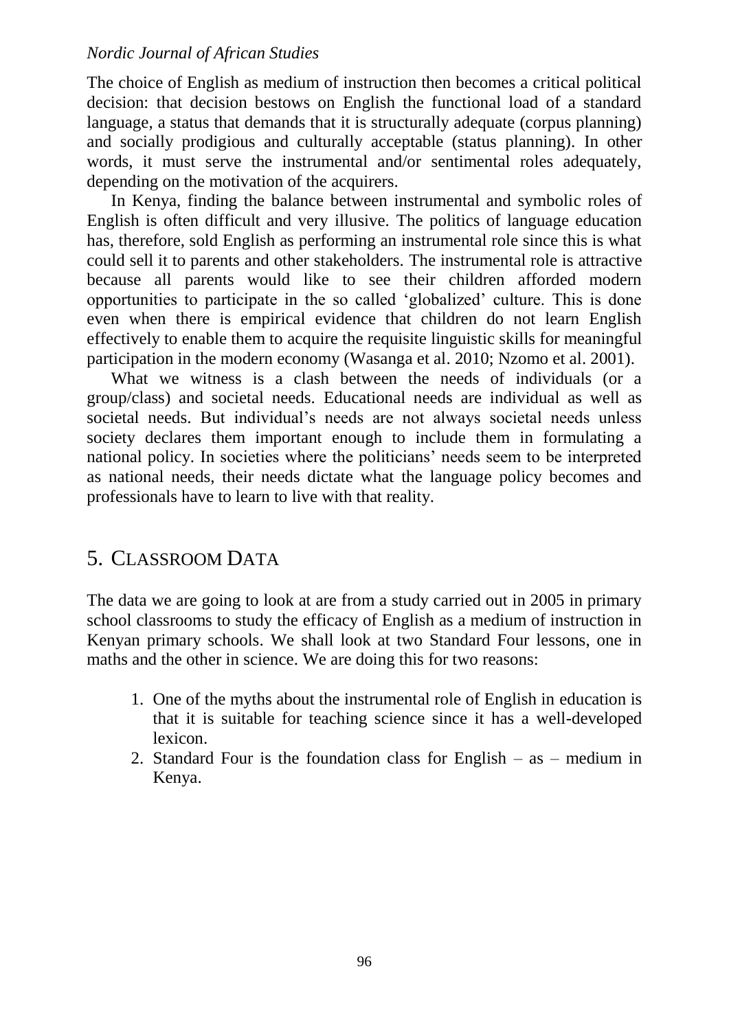The choice of English as medium of instruction then becomes a critical political decision: that decision bestows on English the functional load of a standard language, a status that demands that it is structurally adequate (corpus planning) and socially prodigious and culturally acceptable (status planning). In other words, it must serve the instrumental and/or sentimental roles adequately, depending on the motivation of the acquirers.

In Kenya, finding the balance between instrumental and symbolic roles of English is often difficult and very illusive. The politics of language education has, therefore, sold English as performing an instrumental role since this is what could sell it to parents and other stakeholders. The instrumental role is attractive because all parents would like to see their children afforded modern opportunities to participate in the so called 'globalized' culture. This is done even when there is empirical evidence that children do not learn English effectively to enable them to acquire the requisite linguistic skills for meaningful participation in the modern economy (Wasanga et al. 2010; Nzomo et al. 2001).

What we witness is a clash between the needs of individuals (or a group/class) and societal needs. Educational needs are individual as well as societal needs. But individual's needs are not always societal needs unless society declares them important enough to include them in formulating a national policy. In societies where the politicians' needs seem to be interpreted as national needs, their needs dictate what the language policy becomes and professionals have to learn to live with that reality.

## 5. Classroom Data

The data we are going to look at are from a study carried out in 2005 in primary school classrooms to study the efficacy of English as a medium of instruction in Kenyan primary schools. We shall look at two Standard Four lessons, one in maths and the other in science. We are doing this for two reasons:

1. One of the myths about the instrumental role of English in education is that it is suitable for teaching science since it has a well-developed lexicon.
2. Standard Four is the foundation class for English – as – medium in Kenya.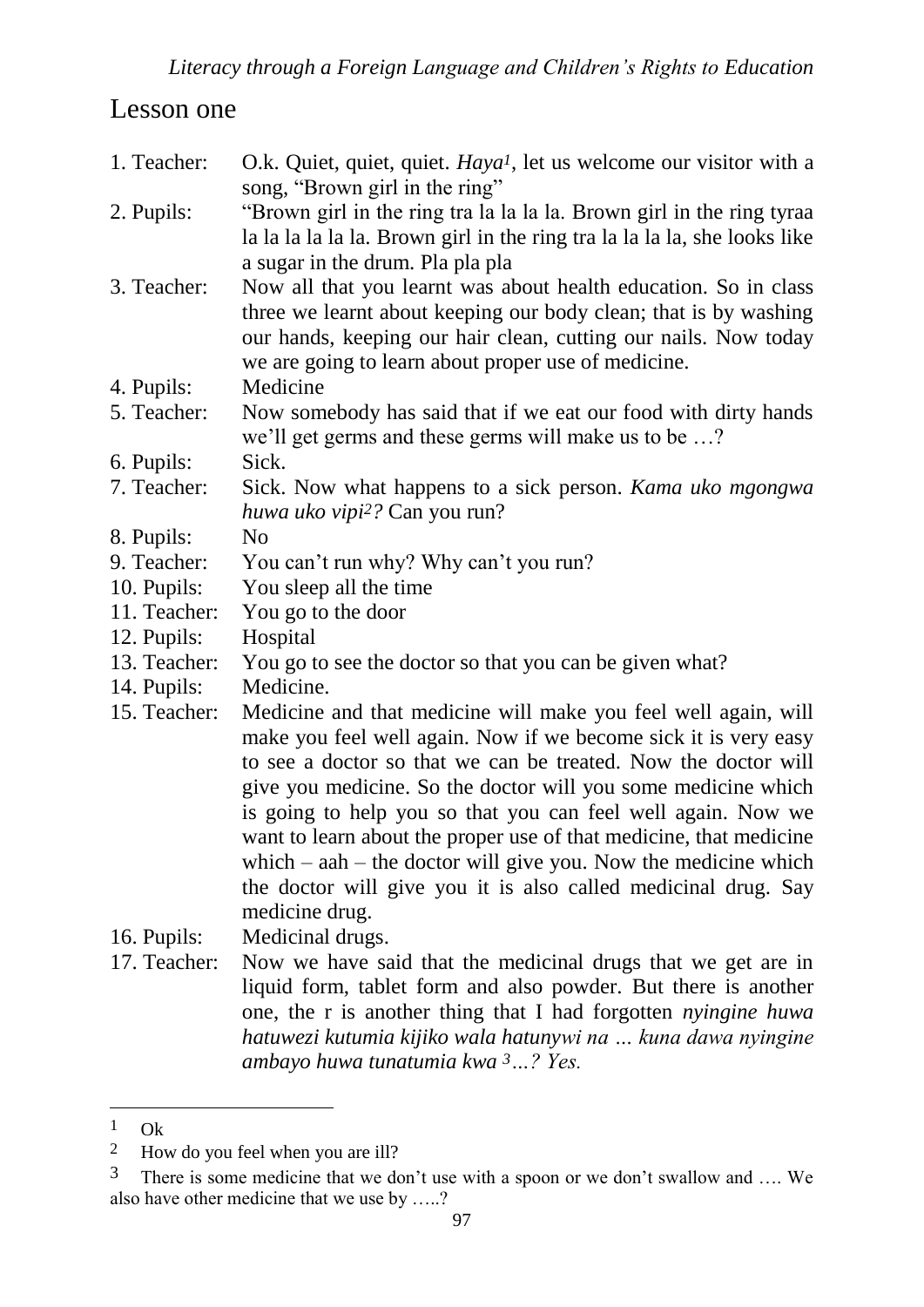## Lesson one

1. Teacher: O.k. Quiet, quiet, quiet. *Haya*[1], let us welcome our visitor with a song, "Brown girl in the ring"
2. Pupils: "Brown girl in the ring tra la la la la. Brown girl in the ring tyraa la la la la la la. Brown girl in the ring tra la la la la, she looks like a sugar in the drum. Pla pla pla
3. Teacher: Now all that you learnt was about health education. So in class three we learnt about keeping our body clean; that is by washing our hands, keeping our hair clean, cutting our nails. Now today we are going to learn about proper use of medicine.
4. Pupils: Medicine
5. Teacher: Now somebody has said that if we eat our food with dirty hands we'll get germs and these germs will make us to be …?
6. Pupils: Sick.
7. Teacher: Sick. Now what happens to a sick person. *Kama uko mgongwa huwa uko vipi*[2]*?* Can you run?
8. Pupils: No
9. Teacher: You can't run why? Why can't you run?
10. Pupils: You sleep all the time
11. Teacher: You go to the door
12. Pupils: Hospital
13. Teacher: You go to see the doctor so that you can be given what?
14. Pupils: Medicine.
15. Teacher: Medicine and that medicine will make you feel well again, will make you feel well again. Now if we become sick it is very easy to see a doctor so that we can be treated. Now the doctor will give you medicine. So the doctor will you some medicine which is going to help you so that you can feel well again. Now we want to learn about the proper use of that medicine, that medicine which – aah – the doctor will give you. Now the medicine which the doctor will give you it is also called medicinal drug. Say medicine drug.
16. Pupils: Medicinal drugs.
17. Teacher: Now we have said that the medicinal drugs that we get are in liquid form, tablet form and also powder. But there is another one, the r is another thing that I had forgotten *nyingine huwa hatuwezi kutumia kijiko wala hatunywi na … kuna dawa nyingine ambayo huwa tunatumia kwa* [3]*…? Yes.*

---

[1] Ok

[2] How do you feel when you are ill?

[3] There is some medicine that we don't use with a spoon or we don't swallow and …. We also have other medicine that we use by …..?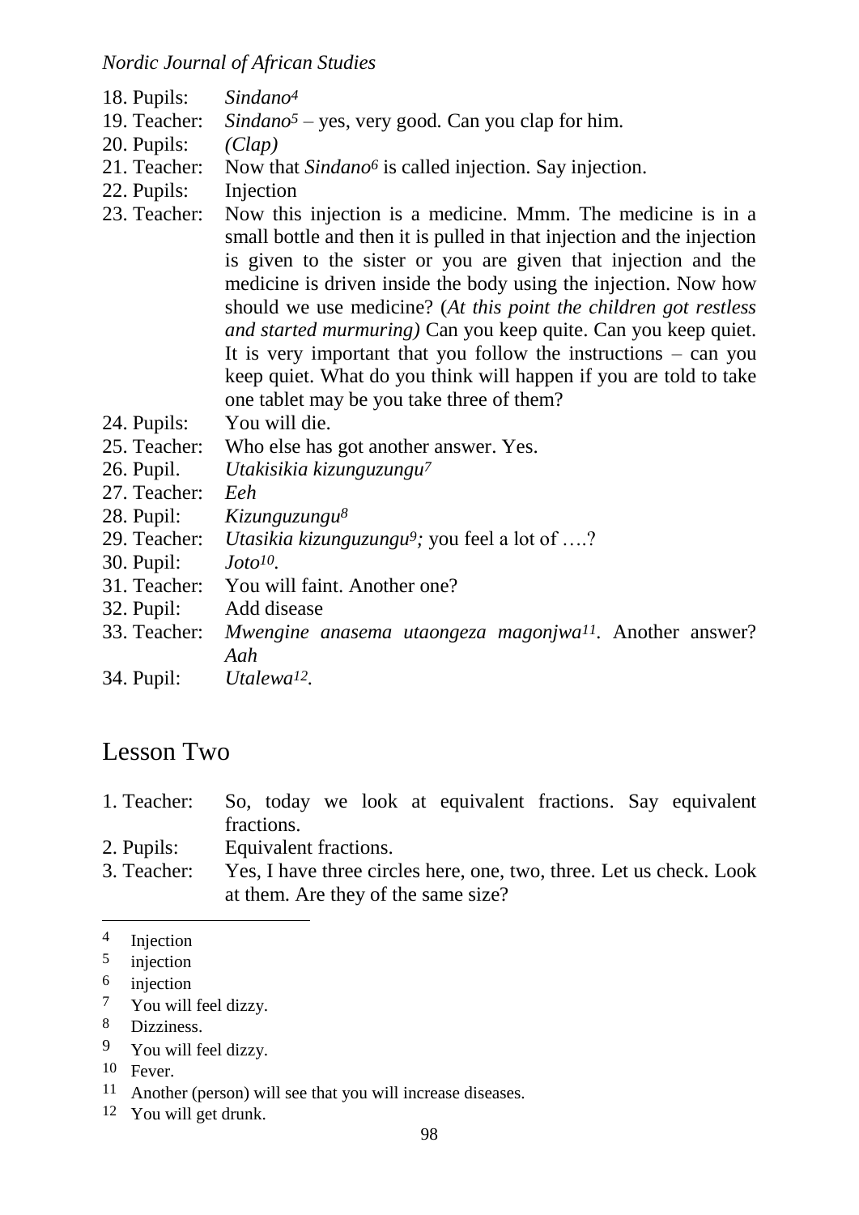18. Pupils: *Sindano*[4]
19. Teacher: *Sindano*[5] – yes, very good. Can you clap for him.
20. Pupils: *(Clap)*
21. Teacher: Now that *Sindano*[6] is called injection. Say injection.
22. Pupils: Injection
23. Teacher: Now this injection is a medicine. Mmm. The medicine is in a small bottle and then it is pulled in that injection and the injection is given to the sister or you are given that injection and the medicine is driven inside the body using the injection. Now how should we use medicine? (*At this point the children got restless and started murmuring)* Can you keep quite. Can you keep quiet. It is very important that you follow the instructions – can you keep quiet. What do you think will happen if you are told to take one tablet may be you take three of them?
24. Pupils: You will die.
25. Teacher: Who else has got another answer. Yes.
26. Pupil. *Utakisikia kizunguzungu*[7]
27. Teacher: *Eeh*
28. Pupil: *Kizunguzungu*[8]
29. Teacher: *Utasikia kizunguzungu*[9]*;* you feel a lot of ….?
30. Pupil: *Joto*[10]*.*
31. Teacher: You will faint. Another one?
32. Pupil: Add disease
33. Teacher: *Mwengine anasema utaongeza magonjwa*[11]. Another answer? *Aah*
34. Pupil: *Utalewa*[12].

## Lesson Two

1. Teacher: So, today we look at equivalent fractions. Say equivalent fractions.
2. Pupils: Equivalent fractions.
3. Teacher: Yes, I have three circles here, one, two, three. Let us check. Look at them. Are they of the same size?

---

[4] Injection
[5] injection
[6] injection
[7] You will feel dizzy.
[8] Dizziness.
[9] You will feel dizzy.
[10] Fever.
[11] Another (person) will see that you will increase diseases.
[12] You will get drunk.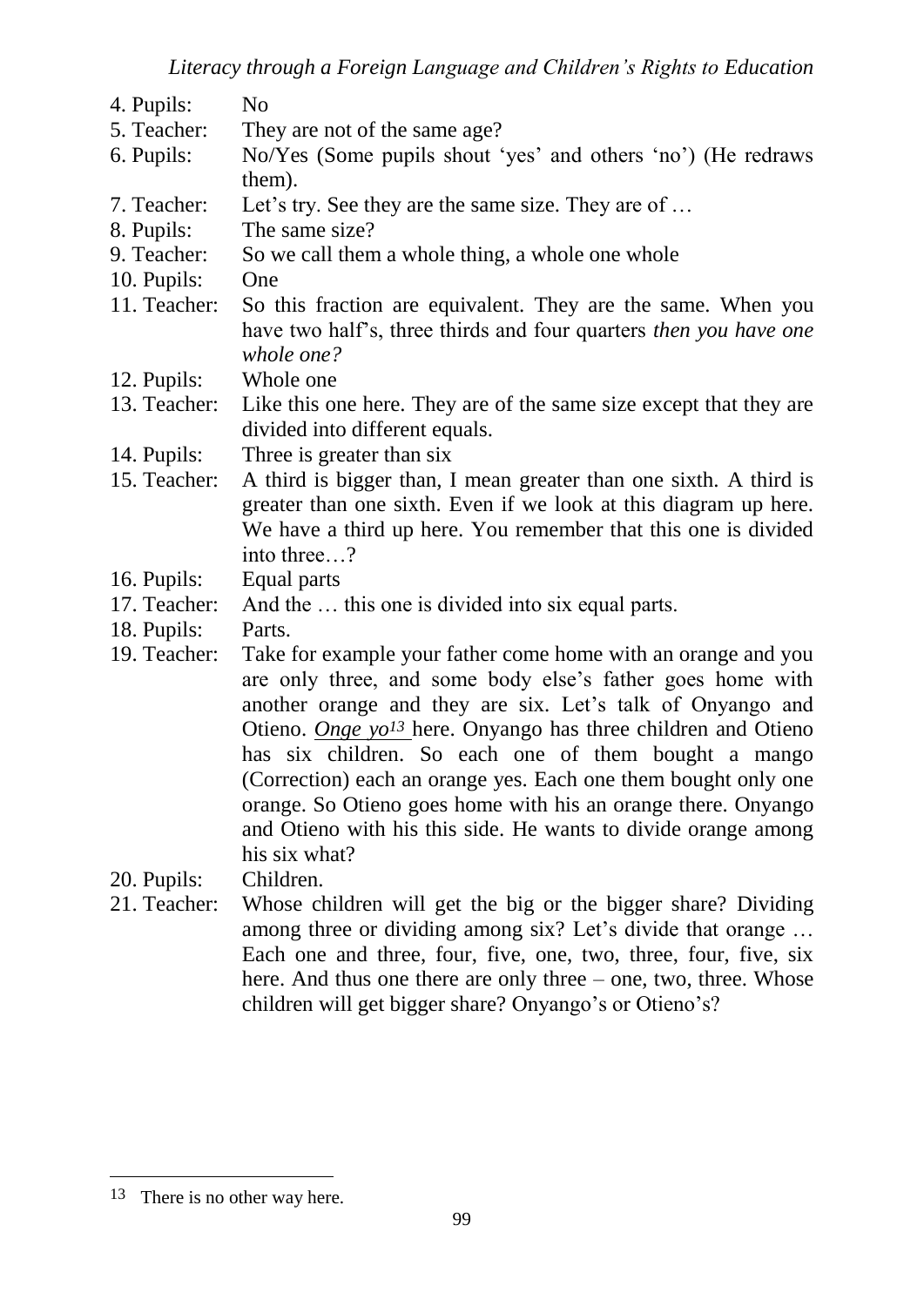4. Pupils: No

5. Teacher: They are not of the same age?

6. Pupils: No/Yes (Some pupils shout 'yes' and others 'no') (He redraws them).

7. Teacher: Let's try. See they are the same size. They are of …

8. Pupils: The same size?

9. Teacher: So we call them a whole thing, a whole one whole

10. Pupils: One

11. Teacher: So this fraction are equivalent. They are the same. When you have two half's, three thirds and four quarters *then you have one whole one?*

12. Pupils: Whole one

13. Teacher: Like this one here. They are of the same size except that they are divided into different equals.

14. Pupils: Three is greater than six

15. Teacher: A third is bigger than, I mean greater than one sixth. A third is greater than one sixth. Even if we look at this diagram up here. We have a third up here. You remember that this one is divided into three…?

16. Pupils: Equal parts

17. Teacher: And the … this one is divided into six equal parts.

18. Pupils: Parts.

19. Teacher: Take for example your father come home with an orange and you are only three, and some body else's father goes home with another orange and they are six. Let's talk of Onyango and Otieno. *Onge yo*[13] here. Onyango has three children and Otieno has six children. So each one of them bought a mango (Correction) each an orange yes. Each one them bought only one orange. So Otieno goes home with his an orange there. Onyango and Otieno with his this side. He wants to divide orange among his six what?

20. Pupils: Children.

21. Teacher: Whose children will get the big or the bigger share? Dividing among three or dividing among six? Let's divide that orange … Each one and three, four, five, one, two, three, four, five, six here. And thus one there are only three – one, two, three. Whose children will get bigger share? Onyango's or Otieno's?

---

[13] There is no other way here.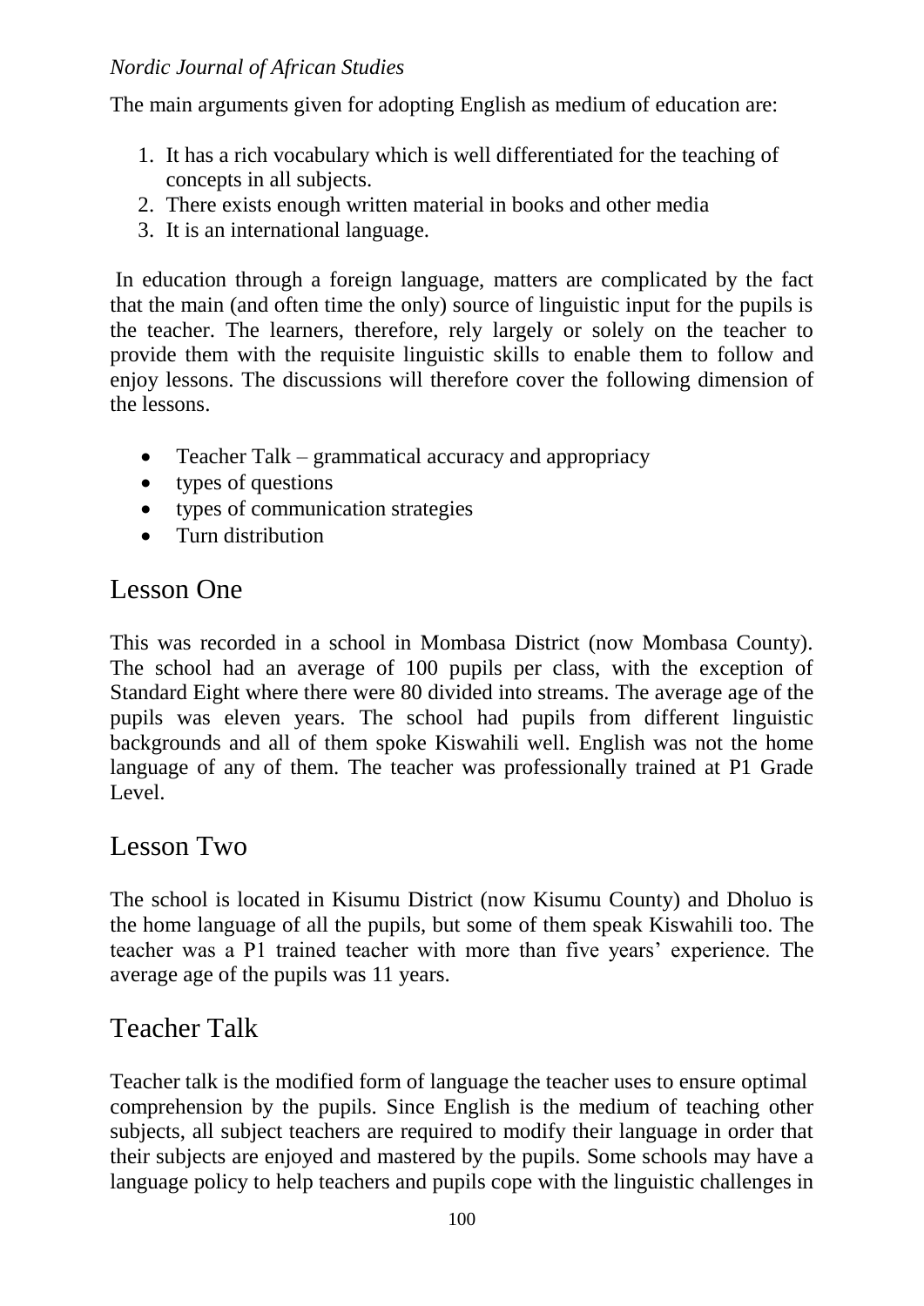The main arguments given for adopting English as medium of education are:

1. It has a rich vocabulary which is well differentiated for the teaching of concepts in all subjects.
2. There exists enough written material in books and other media
3. It is an international language.

In education through a foreign language, matters are complicated by the fact that the main (and often time the only) source of linguistic input for the pupils is the teacher. The learners, therefore, rely largely or solely on the teacher to provide them with the requisite linguistic skills to enable them to follow and enjoy lessons. The discussions will therefore cover the following dimension of the lessons.

- Teacher Talk – grammatical accuracy and appropriacy
- types of questions
- types of communication strategies
- Turn distribution

## Lesson One

This was recorded in a school in Mombasa District (now Mombasa County). The school had an average of 100 pupils per class, with the exception of Standard Eight where there were 80 divided into streams. The average age of the pupils was eleven years. The school had pupils from different linguistic backgrounds and all of them spoke Kiswahili well. English was not the home language of any of them. The teacher was professionally trained at P1 Grade Level.

## Lesson Two

The school is located in Kisumu District (now Kisumu County) and Dholuo is the home language of all the pupils, but some of them speak Kiswahili too. The teacher was a P1 trained teacher with more than five years' experience. The average age of the pupils was 11 years.

## Teacher Talk

Teacher talk is the modified form of language the teacher uses to ensure optimal comprehension by the pupils. Since English is the medium of teaching other subjects, all subject teachers are required to modify their language in order that their subjects are enjoyed and mastered by the pupils. Some schools may have a language policy to help teachers and pupils cope with the linguistic challenges in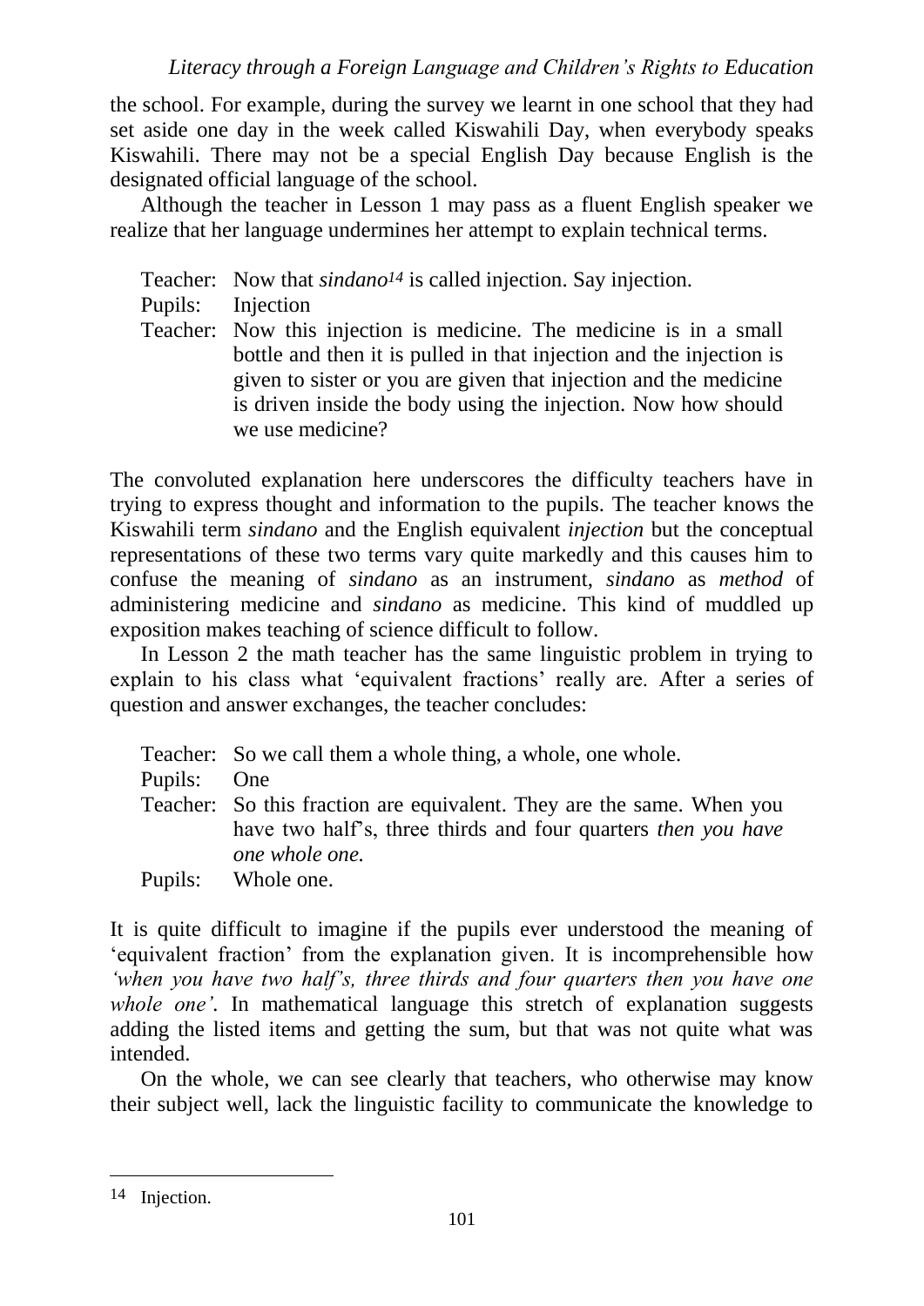the school. For example, during the survey we learnt in one school that they had set aside one day in the week called Kiswahili Day, when everybody speaks Kiswahili. There may not be a special English Day because English is the designated official language of the school.

Although the teacher in Lesson 1 may pass as a fluent English speaker we realize that her language undermines her attempt to explain technical terms.

> Teacher: Now that *sindano*[14] is called injection. Say injection.
>
> Pupils: Injection
>
> Teacher: Now this injection is medicine. The medicine is in a small bottle and then it is pulled in that injection and the injection is given to sister or you are given that injection and the medicine is driven inside the body using the injection. Now how should we use medicine?

The convoluted explanation here underscores the difficulty teachers have in trying to express thought and information to the pupils. The teacher knows the Kiswahili term *sindano* and the English equivalent *injection* but the conceptual representations of these two terms vary quite markedly and this causes him to confuse the meaning of *sindano* as an instrument, *sindano* as *method* of administering medicine and *sindano* as medicine. This kind of muddled up exposition makes teaching of science difficult to follow.

In Lesson 2 the math teacher has the same linguistic problem in trying to explain to his class what 'equivalent fractions' really are. After a series of question and answer exchanges, the teacher concludes:

> Teacher: So we call them a whole thing, a whole, one whole.
>
> Pupils: One
>
> Teacher: So this fraction are equivalent. They are the same. When you have two half's, three thirds and four quarters *then you have one whole one.*
>
> Pupils: Whole one.

It is quite difficult to imagine if the pupils ever understood the meaning of 'equivalent fraction' from the explanation given. It is incomprehensible how *'when you have two half's, three thirds and four quarters then you have one whole one'*. In mathematical language this stretch of explanation suggests adding the listed items and getting the sum, but that was not quite what was intended.

On the whole, we can see clearly that teachers, who otherwise may know their subject well, lack the linguistic facility to communicate the knowledge to

---

[14] Injection.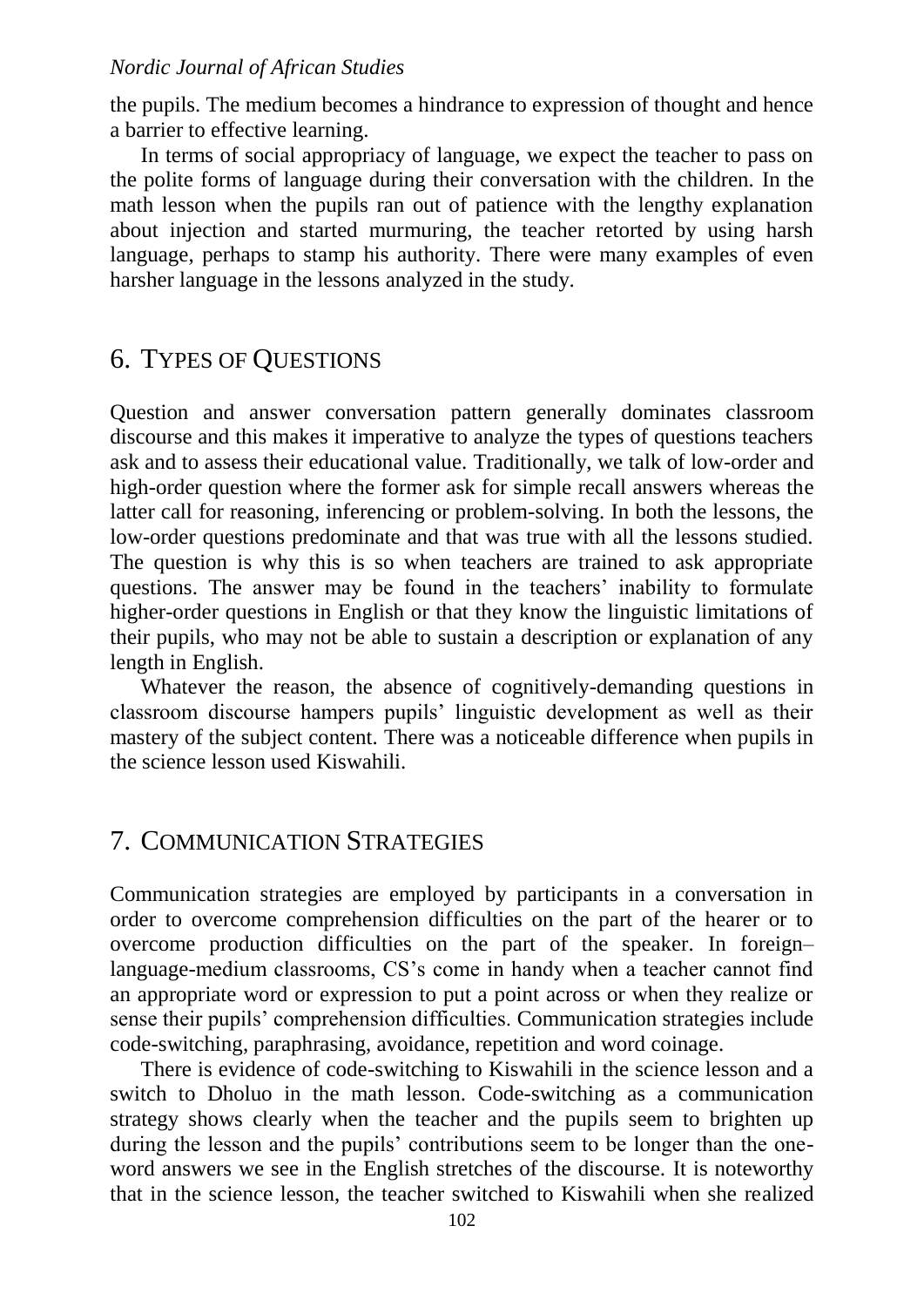the pupils. The medium becomes a hindrance to expression of thought and hence a barrier to effective learning.

In terms of social appropriacy of language, we expect the teacher to pass on the polite forms of language during their conversation with the children. In the math lesson when the pupils ran out of patience with the lengthy explanation about injection and started murmuring, the teacher retorted by using harsh language, perhaps to stamp his authority. There were many examples of even harsher language in the lessons analyzed in the study.

## 6. TYPES OF QUESTIONS

Question and answer conversation pattern generally dominates classroom discourse and this makes it imperative to analyze the types of questions teachers ask and to assess their educational value. Traditionally, we talk of low-order and high-order question where the former ask for simple recall answers whereas the latter call for reasoning, inferencing or problem-solving. In both the lessons, the low-order questions predominate and that was true with all the lessons studied. The question is why this is so when teachers are trained to ask appropriate questions. The answer may be found in the teachers' inability to formulate higher-order questions in English or that they know the linguistic limitations of their pupils, who may not be able to sustain a description or explanation of any length in English.

Whatever the reason, the absence of cognitively-demanding questions in classroom discourse hampers pupils' linguistic development as well as their mastery of the subject content. There was a noticeable difference when pupils in the science lesson used Kiswahili.

## 7. COMMUNICATION STRATEGIES

Communication strategies are employed by participants in a conversation in order to overcome comprehension difficulties on the part of the hearer or to overcome production difficulties on the part of the speaker. In foreign–language-medium classrooms, CS's come in handy when a teacher cannot find an appropriate word or expression to put a point across or when they realize or sense their pupils' comprehension difficulties. Communication strategies include code-switching, paraphrasing, avoidance, repetition and word coinage.

There is evidence of code-switching to Kiswahili in the science lesson and a switch to Dholuo in the math lesson. Code-switching as a communication strategy shows clearly when the teacher and the pupils seem to brighten up during the lesson and the pupils' contributions seem to be longer than the one-word answers we see in the English stretches of the discourse. It is noteworthy that in the science lesson, the teacher switched to Kiswahili when she realized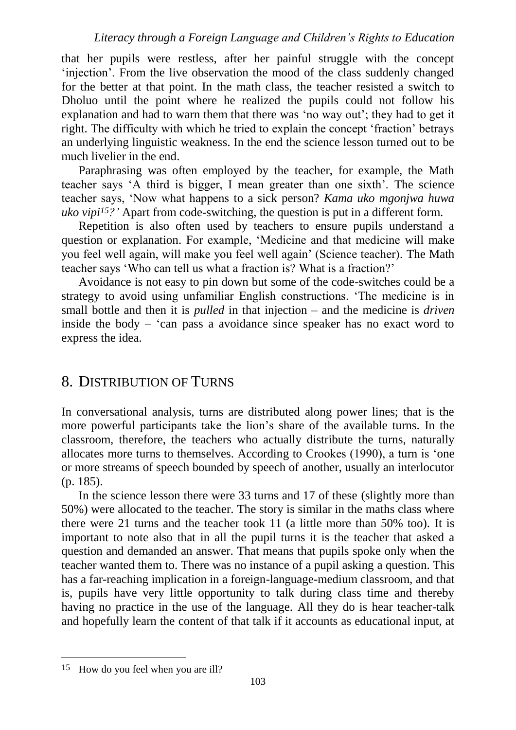that her pupils were restless, after her painful struggle with the concept 'injection'. From the live observation the mood of the class suddenly changed for the better at that point. In the math class, the teacher resisted a switch to Dholuo until the point where he realized the pupils could not follow his explanation and had to warn them that there was 'no way out'; they had to get it right. The difficulty with which he tried to explain the concept 'fraction' betrays an underlying linguistic weakness. In the end the science lesson turned out to be much livelier in the end.

Paraphrasing was often employed by the teacher, for example, the Math teacher says 'A third is bigger, I mean greater than one sixth'. The science teacher says, 'Now what happens to a sick person? *Kama uko mgonjwa huwa uko vipi*[15]*?'* Apart from code-switching, the question is put in a different form.

Repetition is also often used by teachers to ensure pupils understand a question or explanation. For example, 'Medicine and that medicine will make you feel well again, will make you feel well again' (Science teacher). The Math teacher says 'Who can tell us what a fraction is? What is a fraction?'

Avoidance is not easy to pin down but some of the code-switches could be a strategy to avoid using unfamiliar English constructions. 'The medicine is in small bottle and then it is *pulled* in that injection – and the medicine is *driven* inside the body – 'can pass a avoidance since speaker has no exact word to express the idea.

## 8. DISTRIBUTION OF TURNS

In conversational analysis, turns are distributed along power lines; that is the more powerful participants take the lion's share of the available turns. In the classroom, therefore, the teachers who actually distribute the turns, naturally allocates more turns to themselves. According to Crookes (1990), a turn is 'one or more streams of speech bounded by speech of another, usually an interlocutor (p. 185).

In the science lesson there were 33 turns and 17 of these (slightly more than 50%) were allocated to the teacher. The story is similar in the maths class where there were 21 turns and the teacher took 11 (a little more than 50% too). It is important to note also that in all the pupil turns it is the teacher that asked a question and demanded an answer. That means that pupils spoke only when the teacher wanted them to. There was no instance of a pupil asking a question. This has a far-reaching implication in a foreign-language-medium classroom, and that is, pupils have very little opportunity to talk during class time and thereby having no practice in the use of the language. All they do is hear teacher-talk and hopefully learn the content of that talk if it accounts as educational input, at

---

[15] How do you feel when you are ill?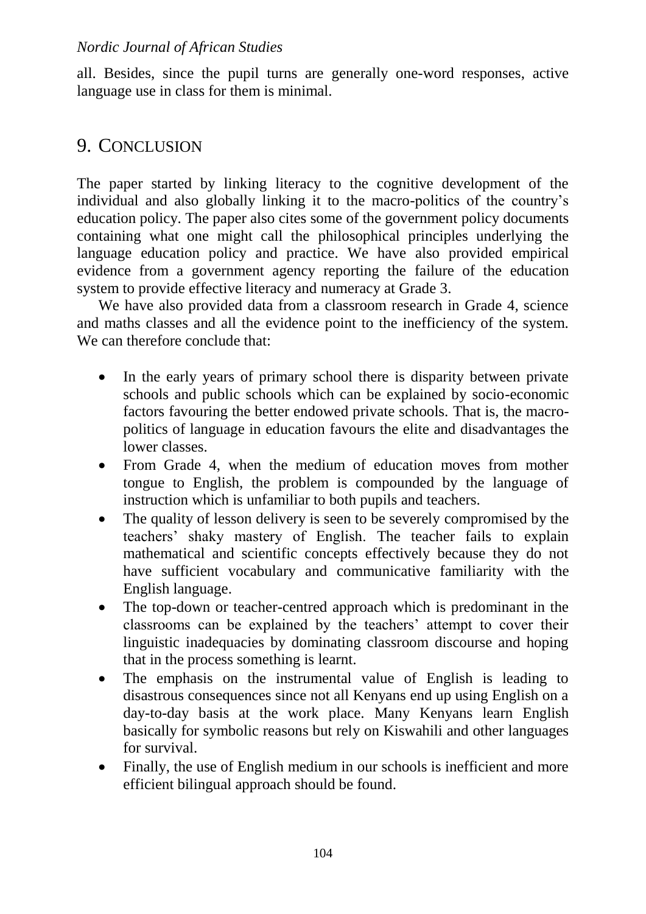all. Besides, since the pupil turns are generally one-word responses, active language use in class for them is minimal.

## 9. Conclusion

The paper started by linking literacy to the cognitive development of the individual and also globally linking it to the macro-politics of the country's education policy. The paper also cites some of the government policy documents containing what one might call the philosophical principles underlying the language education policy and practice. We have also provided empirical evidence from a government agency reporting the failure of the education system to provide effective literacy and numeracy at Grade 3.

We have also provided data from a classroom research in Grade 4, science and maths classes and all the evidence point to the inefficiency of the system. We can therefore conclude that:

- In the early years of primary school there is disparity between private schools and public schools which can be explained by socio-economic factors favouring the better endowed private schools. That is, the macro-politics of language in education favours the elite and disadvantages the lower classes.
- From Grade 4, when the medium of education moves from mother tongue to English, the problem is compounded by the language of instruction which is unfamiliar to both pupils and teachers.
- The quality of lesson delivery is seen to be severely compromised by the teachers' shaky mastery of English. The teacher fails to explain mathematical and scientific concepts effectively because they do not have sufficient vocabulary and communicative familiarity with the English language.
- The top-down or teacher-centred approach which is predominant in the classrooms can be explained by the teachers' attempt to cover their linguistic inadequacies by dominating classroom discourse and hoping that in the process something is learnt.
- The emphasis on the instrumental value of English is leading to disastrous consequences since not all Kenyans end up using English on a day-to-day basis at the work place. Many Kenyans learn English basically for symbolic reasons but rely on Kiswahili and other languages for survival.
- Finally, the use of English medium in our schools is inefficient and more efficient bilingual approach should be found.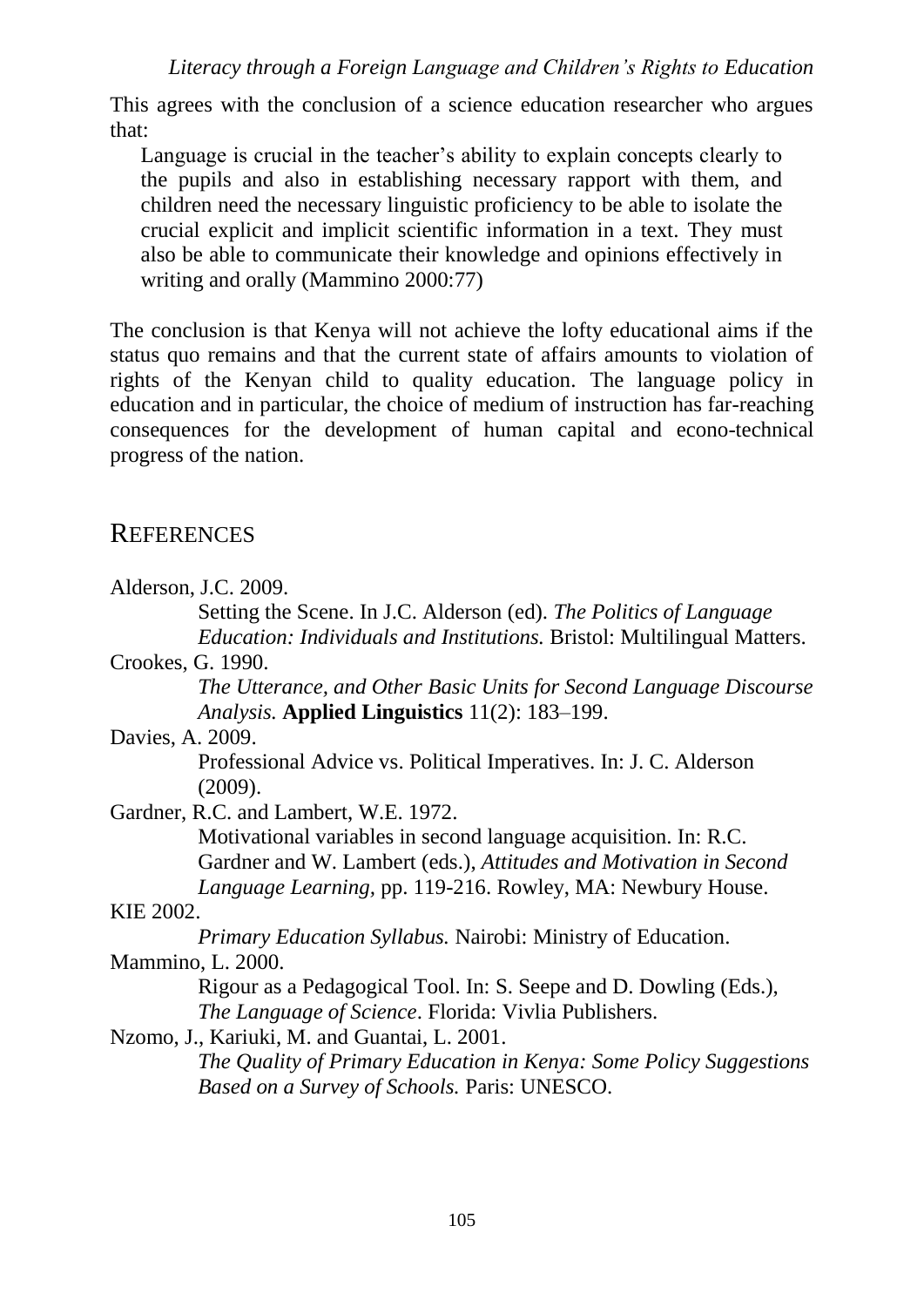This agrees with the conclusion of a science education researcher who argues that:

> Language is crucial in the teacher's ability to explain concepts clearly to the pupils and also in establishing necessary rapport with them, and children need the necessary linguistic proficiency to be able to isolate the crucial explicit and implicit scientific information in a text. They must also be able to communicate their knowledge and opinions effectively in writing and orally (Mammino 2000:77)

The conclusion is that Kenya will not achieve the lofty educational aims if the status quo remains and that the current state of affairs amounts to violation of rights of the Kenyan child to quality education. The language policy in education and in particular, the choice of medium of instruction has far-reaching consequences for the development of human capital and econo-technical progress of the nation.

## REFERENCES

Alderson, J.C. 2009.
Setting the Scene. In J.C. Alderson (ed). *The Politics of Language Education: Individuals and Institutions.* Bristol: Multilingual Matters.

Crookes, G. 1990.
*The Utterance, and Other Basic Units for Second Language Discourse Analysis.* **Applied Linguistics** 11(2): 183–199.

Davies, A. 2009.
Professional Advice vs. Political Imperatives. In: J. C. Alderson (2009).

Gardner, R.C. and Lambert, W.E. 1972.
Motivational variables in second language acquisition. In: R.C. Gardner and W. Lambert (eds.), *Attitudes and Motivation in Second Language Learning,* pp. 119-216. Rowley, MA: Newbury House.

KIE 2002.
*Primary Education Syllabus.* Nairobi: Ministry of Education.

Mammino, L. 2000.
Rigour as a Pedagogical Tool. In: S. Seepe and D. Dowling (Eds.), *The Language of Science*. Florida: Vivlia Publishers.

Nzomo, J., Kariuki, M. and Guantai, L. 2001.
*The Quality of Primary Education in Kenya: Some Policy Suggestions Based on a Survey of Schools.* Paris: UNESCO.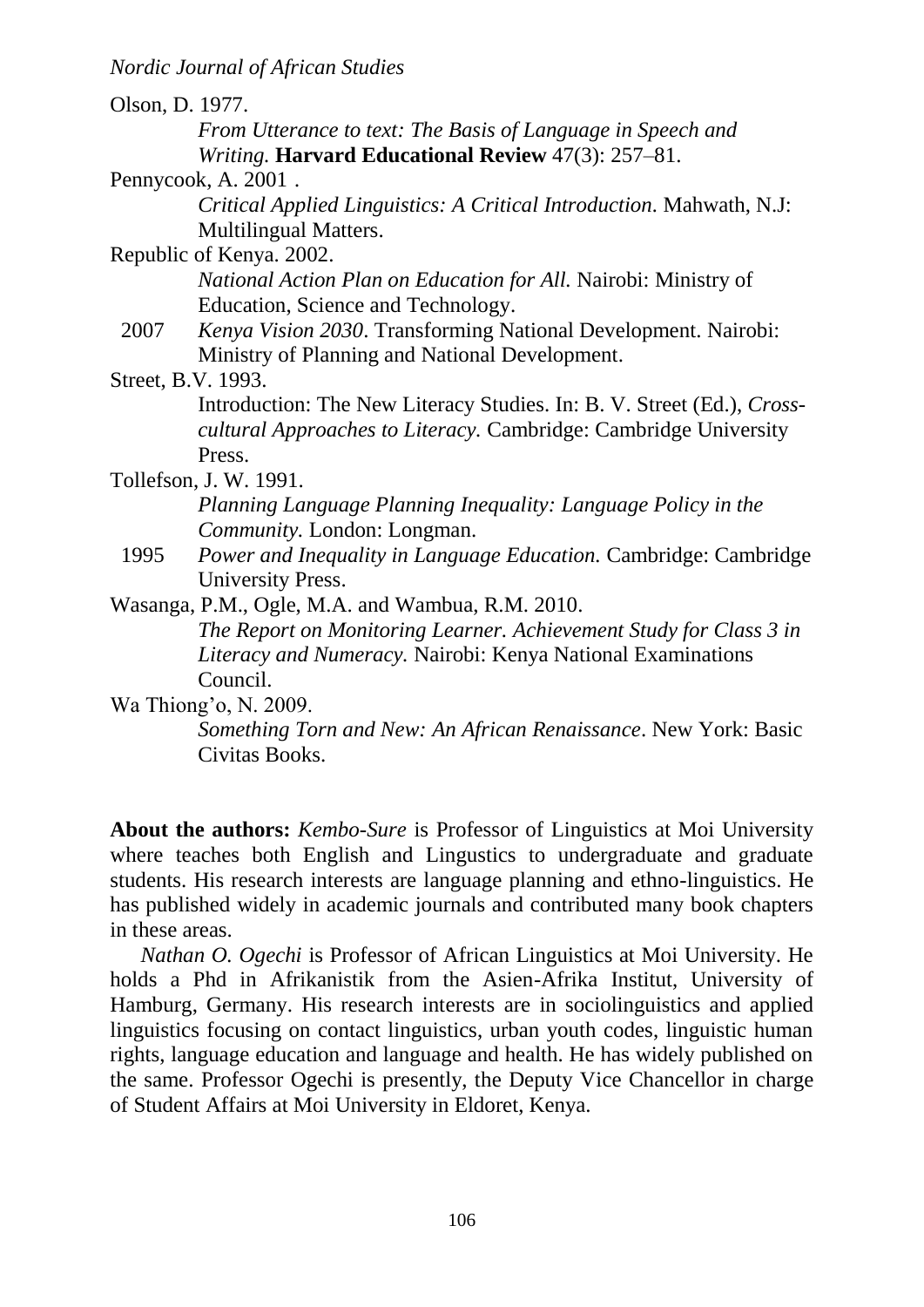Olson, D. 1977.
*From Utterance to text: The Basis of Language in Speech and Writing.* **Harvard Educational Review** 47(3): 257–81.

Pennycook, A. 2001 .
*Critical Applied Linguistics: A Critical Introduction*. Mahwath, N.J: Multilingual Matters.

Republic of Kenya. 2002.
*National Action Plan on Education for All.* Nairobi: Ministry of Education, Science and Technology.

2007 *Kenya Vision 2030*. Transforming National Development. Nairobi: Ministry of Planning and National Development.

Street, B.V. 1993.
Introduction: The New Literacy Studies. In: B. V. Street (Ed.), *Cross-cultural Approaches to Literacy.* Cambridge: Cambridge University Press.

Tollefson, J. W. 1991.
*Planning Language Planning Inequality: Language Policy in the Community.* London: Longman.

1995 *Power and Inequality in Language Education.* Cambridge: Cambridge University Press.

Wasanga, P.M., Ogle, M.A. and Wambua, R.M. 2010.
*The Report on Monitoring Learner. Achievement Study for Class 3 in Literacy and Numeracy.* Nairobi: Kenya National Examinations Council.

Wa Thiong'o, N. 2009.
*Something Torn and New: An African Renaissance*. New York: Basic Civitas Books.

**About the authors:** *Kembo-Sure* is Professor of Linguistics at Moi University where teaches both English and Lingustics to undergraduate and graduate students. His research interests are language planning and ethno-linguistics. He has published widely in academic journals and contributed many book chapters in these areas.

*Nathan O. Ogechi* is Professor of African Linguistics at Moi University. He holds a Phd in Afrikanistik from the Asien-Afrika Institut, University of Hamburg, Germany. His research interests are in sociolinguistics and applied linguistics focusing on contact linguistics, urban youth codes, linguistic human rights, language education and language and health. He has widely published on the same. Professor Ogechi is presently, the Deputy Vice Chancellor in charge of Student Affairs at Moi University in Eldoret, Kenya.